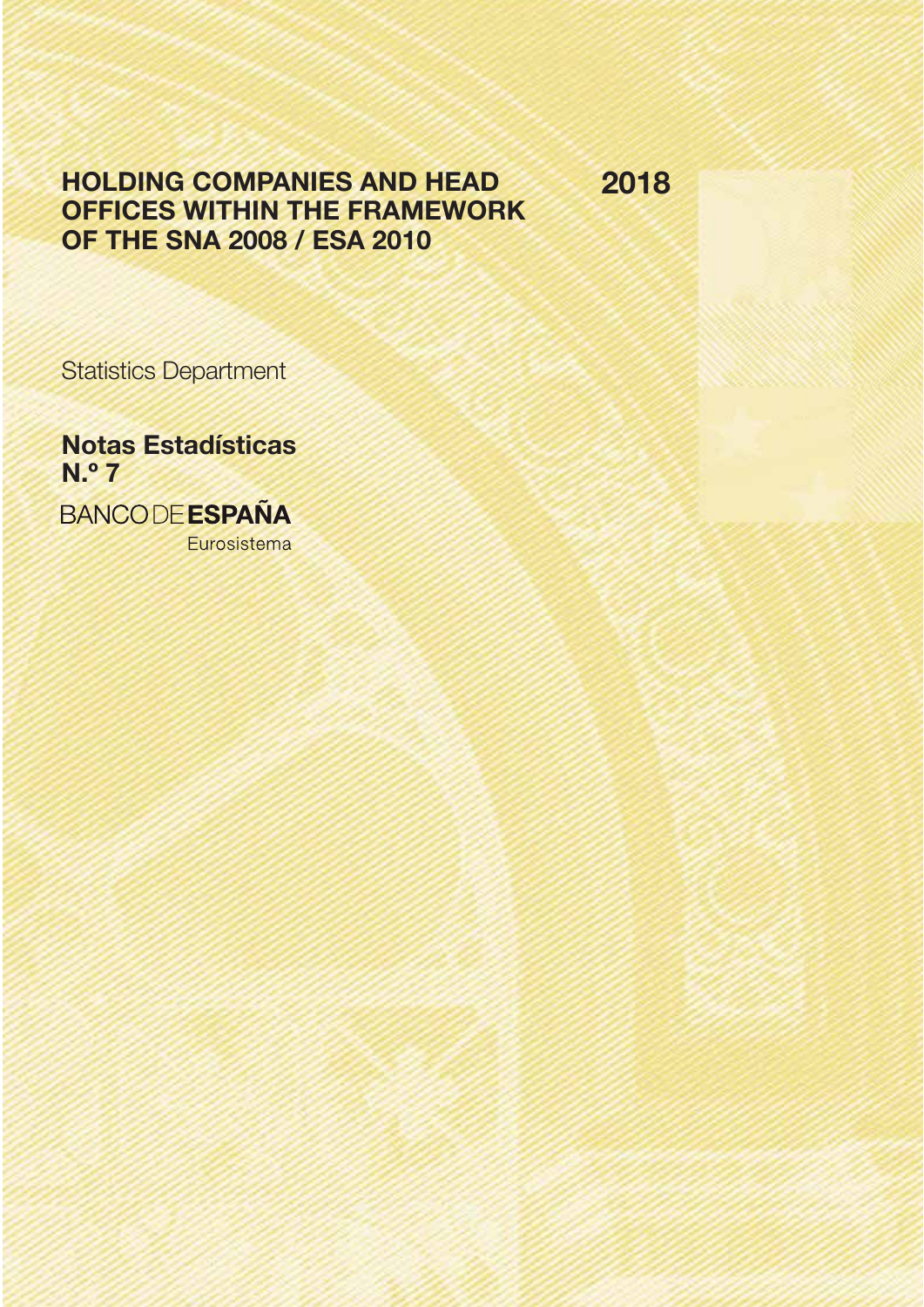# HOLDING COMPANIES AND HEAD OFFICES WITHIN THE FRAMEWORK OF THE SNA 2008 / ESA 2010

2018

Statistics Department

**Notas Estadísticas N.º 7**

BANCO DE **ESPAÑA**

Eurosistema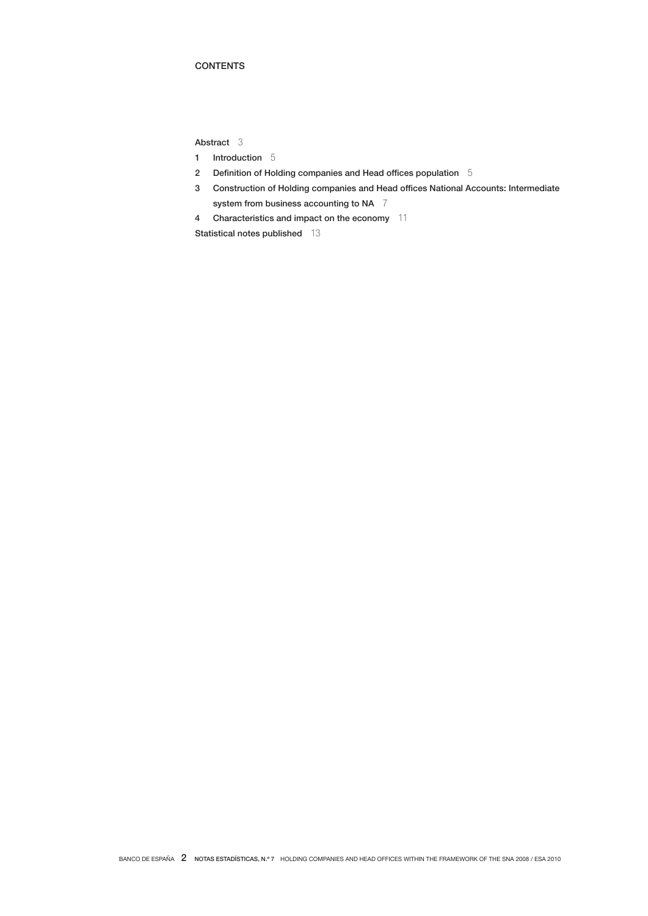# CONTENTS

Abstract 3

1 Introduction 5

2 Definition of Holding companies and Head offices population 5

3 Construction of Holding companies and Head offices National Accounts: Intermediate system from business accounting to NA 7

4 Characteristics and impact on the economy 11

Statistical notes published 13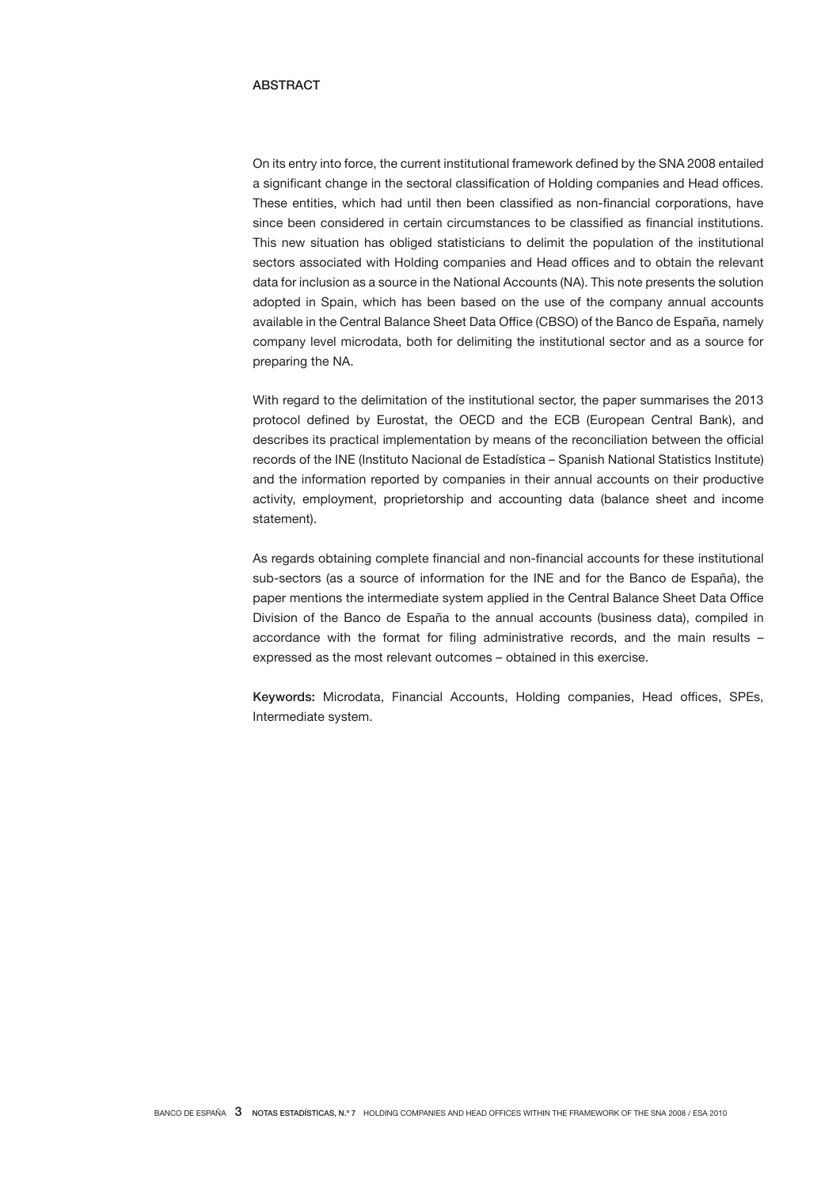## ABSTRACT

On its entry into force, the current institutional framework defined by the SNA 2008 entailed a significant change in the sectoral classification of Holding companies and Head offices. These entities, which had until then been classified as non-financial corporations, have since been considered in certain circumstances to be classified as financial institutions. This new situation has obliged statisticians to delimit the population of the institutional sectors associated with Holding companies and Head offices and to obtain the relevant data for inclusion as a source in the National Accounts (NA). This note presents the solution adopted in Spain, which has been based on the use of the company annual accounts available in the Central Balance Sheet Data Office (CBSO) of the Banco de España, namely company level microdata, both for delimiting the institutional sector and as a source for preparing the NA.

With regard to the delimitation of the institutional sector, the paper summarises the 2013 protocol defined by Eurostat, the OECD and the ECB (European Central Bank), and describes its practical implementation by means of the reconciliation between the official records of the INE (Instituto Nacional de Estadística – Spanish National Statistics Institute) and the information reported by companies in their annual accounts on their productive activity, employment, proprietorship and accounting data (balance sheet and income statement).

As regards obtaining complete financial and non-financial accounts for these institutional sub-sectors (as a source of information for the INE and for the Banco de España), the paper mentions the intermediate system applied in the Central Balance Sheet Data Office Division of the Banco de España to the annual accounts (business data), compiled in accordance with the format for filing administrative records, and the main results – expressed as the most relevant outcomes – obtained in this exercise.

**Keywords:** Microdata, Financial Accounts, Holding companies, Head offices, SPEs, Intermediate system.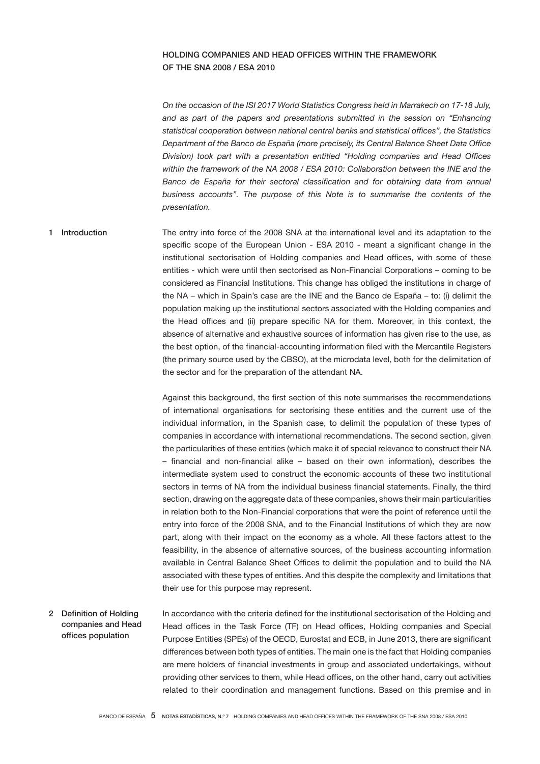# HOLDING COMPANIES AND HEAD OFFICES WITHIN THE FRAMEWORK OF THE SNA 2008 / ESA 2010

*On the occasion of the ISI 2017 World Statistics Congress held in Marrakech on 17-18 July, and as part of the papers and presentations submitted in the session on "Enhancing statistical cooperation between national central banks and statistical offices", the Statistics Department of the Banco de España (more precisely, its Central Balance Sheet Data Office Division) took part with a presentation entitled "Holding companies and Head Offices within the framework of the NA 2008 / ESA 2010: Collaboration between the INE and the Banco de España for their sectoral classification and for obtaining data from annual business accounts". The purpose of this Note is to summarise the contents of the presentation.*

## 1 Introduction

The entry into force of the 2008 SNA at the international level and its adaptation to the specific scope of the European Union - ESA 2010 - meant a significant change in the institutional sectorisation of Holding companies and Head offices, with some of these entities - which were until then sectorised as Non-Financial Corporations – coming to be considered as Financial Institutions. This change has obliged the institutions in charge of the NA – which in Spain's case are the INE and the Banco de España – to: (i) delimit the population making up the institutional sectors associated with the Holding companies and the Head offices and (ii) prepare specific NA for them. Moreover, in this context, the absence of alternative and exhaustive sources of information has given rise to the use, as the best option, of the financial-accounting information filed with the Mercantile Registers (the primary source used by the CBSO), at the microdata level, both for the delimitation of the sector and for the preparation of the attendant NA.

Against this background, the first section of this note summarises the recommendations of international organisations for sectorising these entities and the current use of the individual information, in the Spanish case, to delimit the population of these types of companies in accordance with international recommendations. The second section, given the particularities of these entities (which make it of special relevance to construct their NA – financial and non-financial alike – based on their own information), describes the intermediate system used to construct the economic accounts of these two institutional sectors in terms of NA from the individual business financial statements. Finally, the third section, drawing on the aggregate data of these companies, shows their main particularities in relation both to the Non-Financial corporations that were the point of reference until the entry into force of the 2008 SNA, and to the Financial Institutions of which they are now part, along with their impact on the economy as a whole. All these factors attest to the feasibility, in the absence of alternative sources, of the business accounting information available in Central Balance Sheet Offices to delimit the population and to build the NA associated with these types of entities. And this despite the complexity and limitations that their use for this purpose may represent.

## 2 Definition of Holding companies and Head offices population

In accordance with the criteria defined for the institutional sectorisation of the Holding and Head offices in the Task Force (TF) on Head offices, Holding companies and Special Purpose Entities (SPEs) of the OECD, Eurostat and ECB, in June 2013, there are significant differences between both types of entities. The main one is the fact that Holding companies are mere holders of financial investments in group and associated undertakings, without providing other services to them, while Head offices, on the other hand, carry out activities related to their coordination and management functions. Based on this premise and in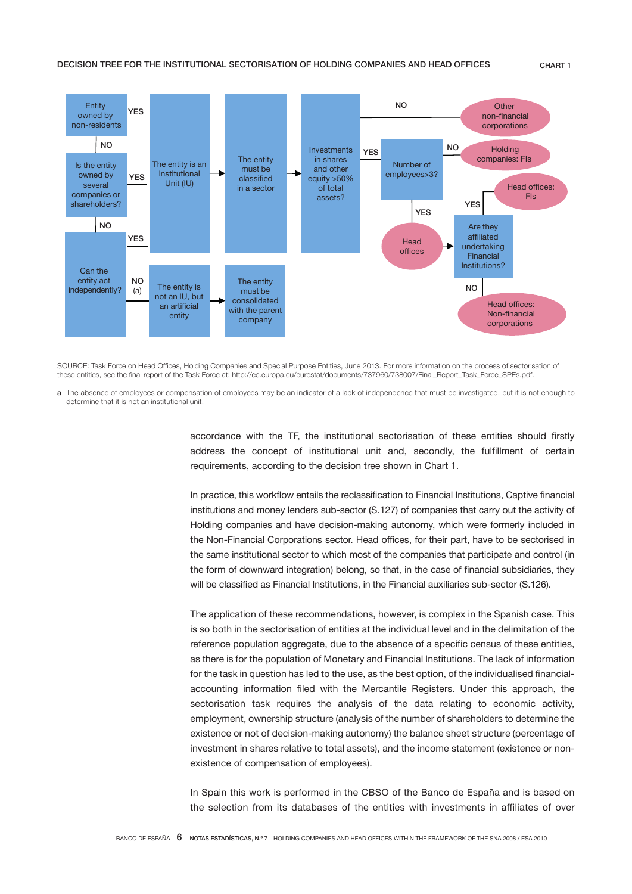DECISION TREE FOR THE INSTITUTIONAL SECTORISATION OF HOLDING COMPANIES AND HEAD OFFICES

CHART 1

Entity owned by non-residents — YES → The entity is an Institutional Unit (IU)

NO → Is the entity owned by several companies or shareholders? — YES → The entity is an Institutional Unit (IU)

NO → Can the entity act independently? — YES → The entity is an Institutional Unit (IU); NO (a) → The entity is not an IU, but an artificial entity → The entity must be consolidated with the parent company

The entity is an Institutional Unit (IU) → The entity must be classified in a sector → Investments in shares and other equity >50% of total assets?

NO → Other non-financial corporations

YES → Number of employees>3? — NO → Holding companies: FIs; YES → Head offices → Are they affiliated undertaking Financial Institutions? — YES → Head offices: FIs; NO → Head offices: Non-financial corporations

SOURCE: Task Force on Head Offices, Holding Companies and Special Purpose Entities, June 2013. For more information on the process of sectorisation of these entities, see the final report of the Task Force at: http://ec.europa.eu/eurostat/documents/737960/738007/Final_Report_Task_Force_SPEs.pdf.

a The absence of employees or compensation of employees may be an indicator of a lack of independence that must be investigated, but it is not enough to determine that it is not an institutional unit.

accordance with the TF, the institutional sectorisation of these entities should firstly address the concept of institutional unit and, secondly, the fulfillment of certain requirements, according to the decision tree shown in Chart 1.

In practice, this workflow entails the reclassification to Financial Institutions, Captive financial institutions and money lenders sub-sector (S.127) of companies that carry out the activity of Holding companies and have decision-making autonomy, which were formerly included in the Non-Financial Corporations sector. Head offices, for their part, have to be sectorised in the same institutional sector to which most of the companies that participate and control (in the form of downward integration) belong, so that, in the case of financial subsidiaries, they will be classified as Financial Institutions, in the Financial auxiliaries sub-sector (S.126).

The application of these recommendations, however, is complex in the Spanish case. This is so both in the sectorisation of entities at the individual level and in the delimitation of the reference population aggregate, due to the absence of a specific census of these entities, as there is for the population of Monetary and Financial Institutions. The lack of information for the task in question has led to the use, as the best option, of the individualised financial-accounting information filed with the Mercantile Registers. Under this approach, the sectorisation task requires the analysis of the data relating to economic activity, employment, ownership structure (analysis of the number of shareholders to determine the existence or not of decision-making autonomy) the balance sheet structure (percentage of investment in shares relative to total assets), and the income statement (existence or non-existence of compensation of employees).

In Spain this work is performed in the CBSO of the Banco de España and is based on the selection from its databases of the entities with investments in affiliates of over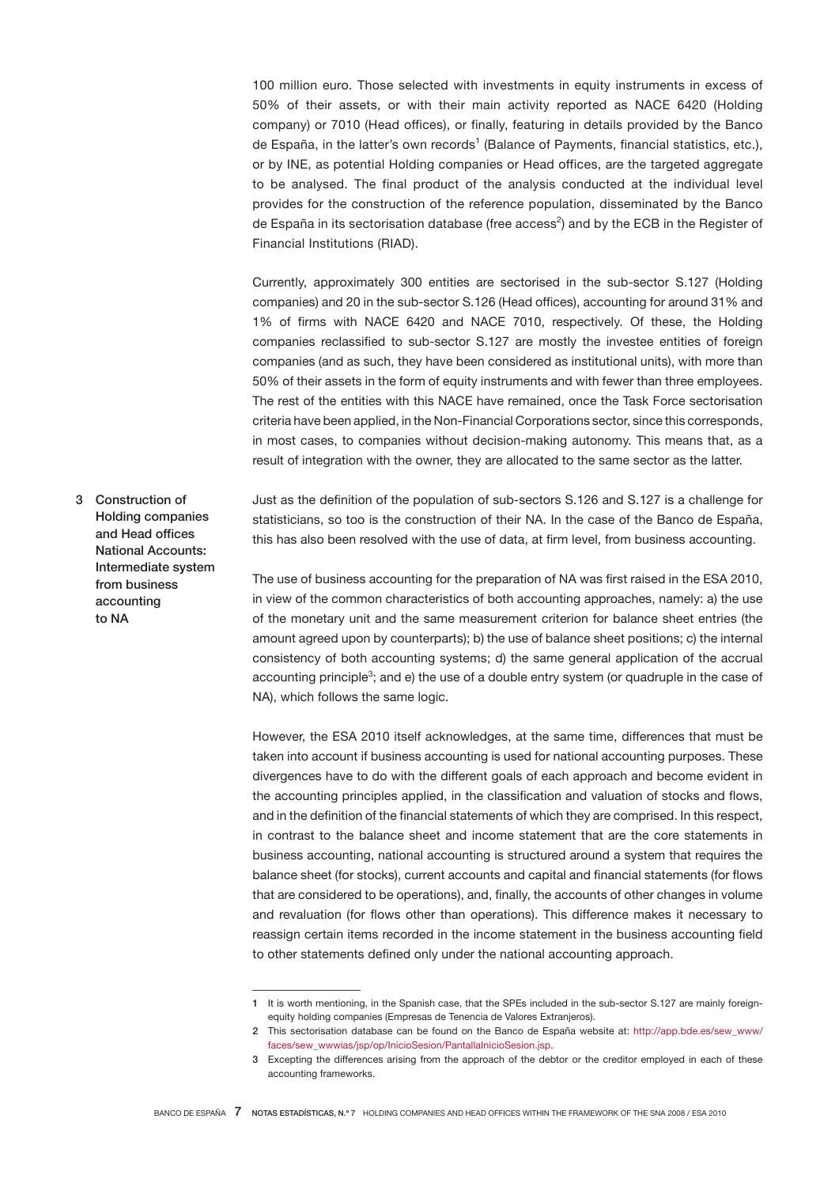100 million euro. Those selected with investments in equity instruments in excess of 50% of their assets, or with their main activity reported as NACE 6420 (Holding company) or 7010 (Head offices), or finally, featuring in details provided by the Banco de España, in the latter's own records[1] (Balance of Payments, financial statistics, etc.), or by INE, as potential Holding companies or Head offices, are the targeted aggregate to be analysed. The final product of the analysis conducted at the individual level provides for the construction of the reference population, disseminated by the Banco de España in its sectorisation database (free access[2]) and by the ECB in the Register of Financial Institutions (RIAD).

Currently, approximately 300 entities are sectorised in the sub-sector S.127 (Holding companies) and 20 in the sub-sector S.126 (Head offices), accounting for around 31% and 1% of firms with NACE 6420 and NACE 7010, respectively. Of these, the Holding companies reclassified to sub-sector S.127 are mostly the investee entities of foreign companies (and as such, they have been considered as institutional units), with more than 50% of their assets in the form of equity instruments and with fewer than three employees. The rest of the entities with this NACE have remained, once the Task Force sectorisation criteria have been applied, in the Non-Financial Corporations sector, since this corresponds, in most cases, to companies without decision-making autonomy. This means that, as a result of integration with the owner, they are allocated to the same sector as the latter.

## 3 Construction of Holding companies and Head offices National Accounts: Intermediate system from business accounting to NA

Just as the definition of the population of sub-sectors S.126 and S.127 is a challenge for statisticians, so too is the construction of their NA. In the case of the Banco de España, this has also been resolved with the use of data, at firm level, from business accounting.

The use of business accounting for the preparation of NA was first raised in the ESA 2010, in view of the common characteristics of both accounting approaches, namely: a) the use of the monetary unit and the same measurement criterion for balance sheet entries (the amount agreed upon by counterparts); b) the use of balance sheet positions; c) the internal consistency of both accounting systems; d) the same general application of the accrual accounting principle[3]; and e) the use of a double entry system (or quadruple in the case of NA), which follows the same logic.

However, the ESA 2010 itself acknowledges, at the same time, differences that must be taken into account if business accounting is used for national accounting purposes. These divergences have to do with the different goals of each approach and become evident in the accounting principles applied, in the classification and valuation of stocks and flows, and in the definition of the financial statements of which they are comprised. In this respect, in contrast to the balance sheet and income statement that are the core statements in business accounting, national accounting is structured around a system that requires the balance sheet (for stocks), current accounts and capital and financial statements (for flows that are considered to be operations), and, finally, the accounts of other changes in volume and revaluation (for flows other than operations). This difference makes it necessary to reassign certain items recorded in the income statement in the business accounting field to other statements defined only under the national accounting approach.

---

1 It is worth mentioning, in the Spanish case, that the SPEs included in the sub-sector S.127 are mainly foreign-equity holding companies (Empresas de Tenencia de Valores Extranjeros).

2 This sectorisation database can be found on the Banco de España website at: http://app.bde.es/sew_www/faces/sew_wwwias/jsp/op/InicioSesion/PantallaInicioSesion.jsp.

3 Excepting the differences arising from the approach of the debtor or the creditor employed in each of these accounting frameworks.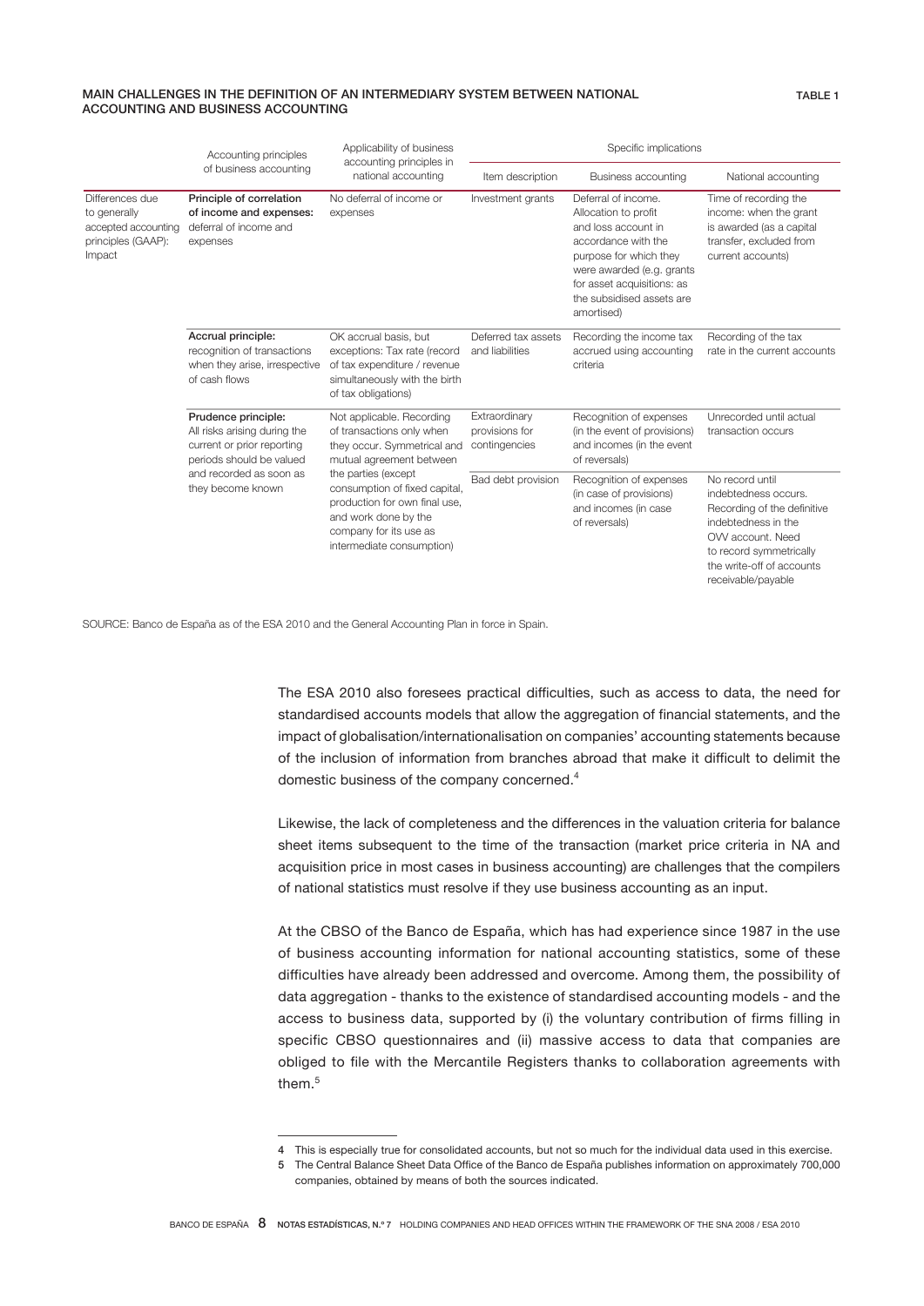MAIN CHALLENGES IN THE DEFINITION OF AN INTERMEDIARY SYSTEM BETWEEN NATIONAL ACCOUNTING AND BUSINESS ACCOUNTING

TABLE 1

| | Accounting principles of business accounting | Applicability of business accounting principles in national accounting | Specific implications | | |
|---|---|---|---|---|---|
| | | | Item description | Business accounting | National accounting |
| Differences due to generally accepted accounting principles (GAAP): Impact | **Principle of correlation of income and expenses:** deferral of income and expenses | No deferral of income or expenses | Investment grants | Deferral of income. Allocation to profit and loss account in accordance with the purpose for which they were awarded (e.g. grants for asset acquisitions: as the subsidised assets are amortised) | Time of recording the income: when the grant is awarded (as a capital transfer, excluded from current accounts) |
| | **Accrual principle:** recognition of transactions when they arise, irrespective of cash flows | OK accrual basis, but exceptions: Tax rate (record of tax expenditure / revenue simultaneously with the birth of tax obligations) | Deferred tax assets and liabilities | Recording the income tax accrued using accounting criteria | Recording of the tax rate in the current accounts |
| | **Prudence principle:** All risks arising during the current or prior reporting periods should be valued and recorded as soon as they become known | Not applicable. Recording of transactions only when they occur. Symmetrical and mutual agreement between the parties (except consumption of fixed capital, production for own final use, and work done by the company for its use as intermediate consumption) | Extraordinary provisions for contingencies | Recognition of expenses (in the event of provisions) and incomes (in the event of reversals) | Unrecorded until actual transaction occurs |
| | | | Bad debt provision | Recognition of expenses (in case of provisions) and incomes (in case of reversals) | No record until indebtedness occurs. Recording of the definitive indebtedness in the OVV account. Need to record symmetrically the write-off of accounts receivable/payable |

SOURCE: Banco de España as of the ESA 2010 and the General Accounting Plan in force in Spain.

The ESA 2010 also foresees practical difficulties, such as access to data, the need for standardised accounts models that allow the aggregation of financial statements, and the impact of globalisation/internationalisation on companies' accounting statements because of the inclusion of information from branches abroad that make it difficult to delimit the domestic business of the company concerned.[4]

Likewise, the lack of completeness and the differences in the valuation criteria for balance sheet items subsequent to the time of the transaction (market price criteria in NA and acquisition price in most cases in business accounting) are challenges that the compilers of national statistics must resolve if they use business accounting as an input.

At the CBSO of the Banco de España, which has had experience since 1987 in the use of business accounting information for national accounting statistics, some of these difficulties have already been addressed and overcome. Among them, the possibility of data aggregation - thanks to the existence of standardised accounting models - and the access to business data, supported by (i) the voluntary contribution of firms filling in specific CBSO questionnaires and (ii) massive access to data that companies are obliged to file with the Mercantile Registers thanks to collaboration agreements with them.[5]

---

4 This is especially true for consolidated accounts, but not so much for the individual data used in this exercise.

5 The Central Balance Sheet Data Office of the Banco de España publishes information on approximately 700,000 companies, obtained by means of both the sources indicated.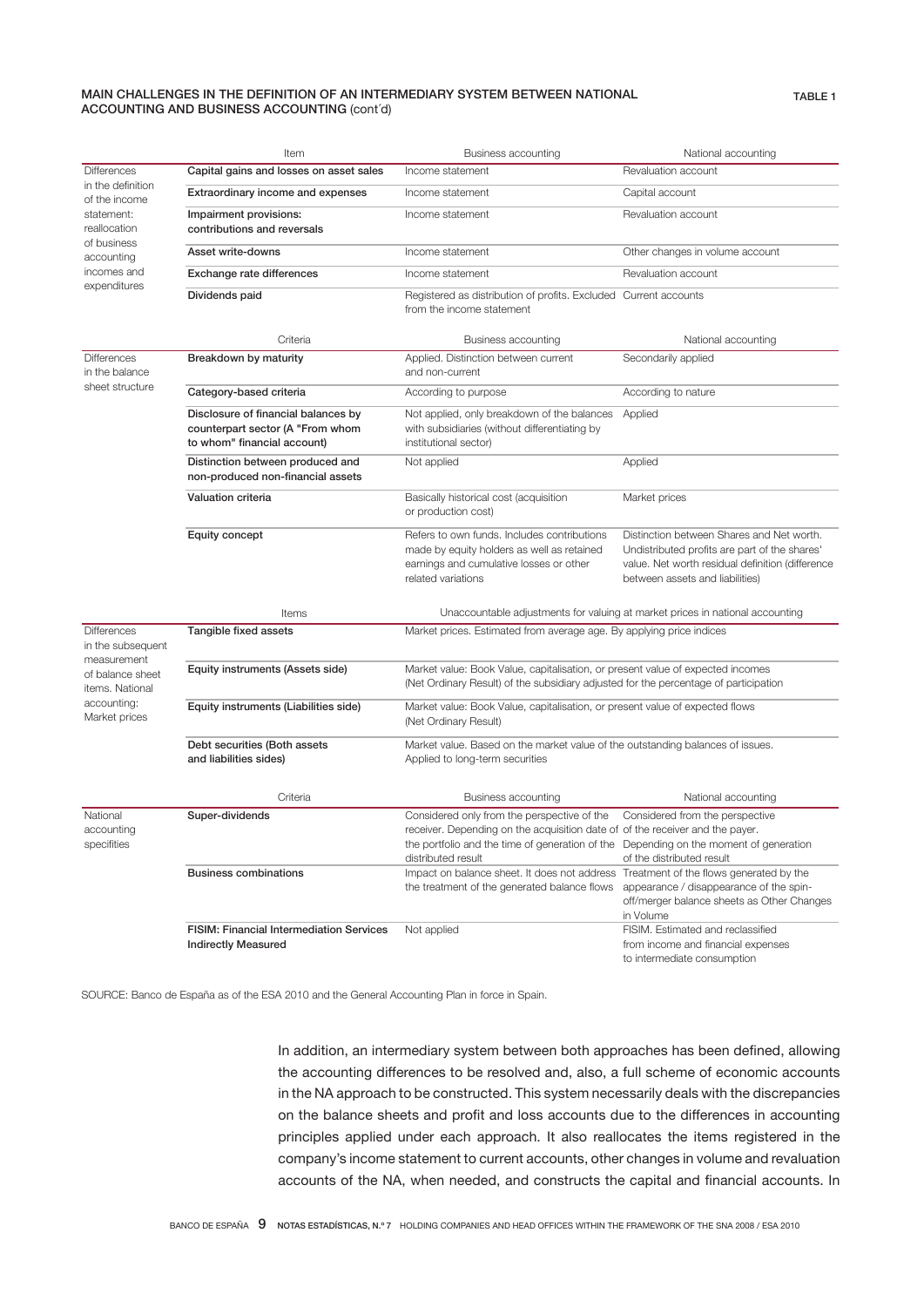MAIN CHALLENGES IN THE DEFINITION OF AN INTERMEDIARY SYSTEM BETWEEN NATIONAL ACCOUNTING AND BUSINESS ACCOUNTING (cont´d)

TABLE 1

| | Item | Business accounting | National accounting |
|---|---|---|---|
| Differences in the definition of the income statement: reallocation of business accounting incomes and expenditures | **Capital gains and losses on asset sales** | Income statement | Revaluation account |
| | **Extraordinary income and expenses** | Income statement | Capital account |
| | **Impairment provisions: contributions and reversals** | Income statement | Revaluation account |
| | **Asset write-downs** | Income statement | Other changes in volume account |
| | **Exchange rate differences** | Income statement | Revaluation account |
| | **Dividends paid** | Registered as distribution of profits. Excluded from the income statement | Current accounts |
| | Criteria | Business accounting | National accounting |
| Differences in the balance sheet structure | **Breakdown by maturity** | Applied. Distinction between current and non-current | Secondarily applied |
| | **Category-based criteria** | According to purpose | According to nature |
| | **Disclosure of financial balances by counterpart sector (A "From whom to whom" financial account)** | Not applied, only breakdown of the balances with subsidiaries (without differentiating by institutional sector) | Applied |
| | **Distinction between produced and non-produced non-financial assets** | Not applied | Applied |
| | **Valuation criteria** | Basically historical cost (acquisition or production cost) | Market prices |
| | **Equity concept** | Refers to own funds. Includes contributions made by equity holders as well as retained earnings and cumulative losses or other related variations | Distinction between Shares and Net worth. Undistributed profits are part of the shares' value. Net worth residual definition (difference between assets and liabilities) |
| | Items | Unaccountable adjustments for valuing at market prices in national accounting | |
| Differences in the subsequent measurement of balance sheet items. National accounting: Market prices | **Tangible fixed assets** | Market prices. Estimated from average age. By applying price indices | |
| | **Equity instruments (Assets side)** | Market value: Book Value, capitalisation, or present value of expected incomes (Net Ordinary Result) of the subsidiary adjusted for the percentage of participation | |
| | **Equity instruments (Liabilities side)** | Market value: Book Value, capitalisation, or present value of expected flows (Net Ordinary Result) | |
| | **Debt securities (Both assets and liabilities sides)** | Market value. Based on the market value of the outstanding balances of issues. Applied to long-term securities | |
| | Criteria | Business accounting | National accounting |
| National accounting specifities | **Super-dividends** | Considered only from the perspective of the receiver. Depending on the acquisition date of the portfolio and the time of generation of the distributed result | Considered from the perspective of the receiver and the payer. Depending on the moment of generation of the distributed result |
| | **Business combinations** | Impact on balance sheet. It does not address the treatment of the generated balance flows | Treatment of the flows generated by the appearance / disappearance of the spin-off/merger balance sheets as Other Changes in Volume |
| | **FISIM: Financial Intermediation Services Indirectly Measured** | Not applied | FISIM. Estimated and reclassified from income and financial expenses to intermediate consumption |

SOURCE: Banco de España as of the ESA 2010 and the General Accounting Plan in force in Spain.

In addition, an intermediary system between both approaches has been defined, allowing the accounting differences to be resolved and, also, a full scheme of economic accounts in the NA approach to be constructed. This system necessarily deals with the discrepancies on the balance sheets and profit and loss accounts due to the differences in accounting principles applied under each approach. It also reallocates the items registered in the company's income statement to current accounts, other changes in volume and revaluation accounts of the NA, when needed, and constructs the capital and financial accounts. In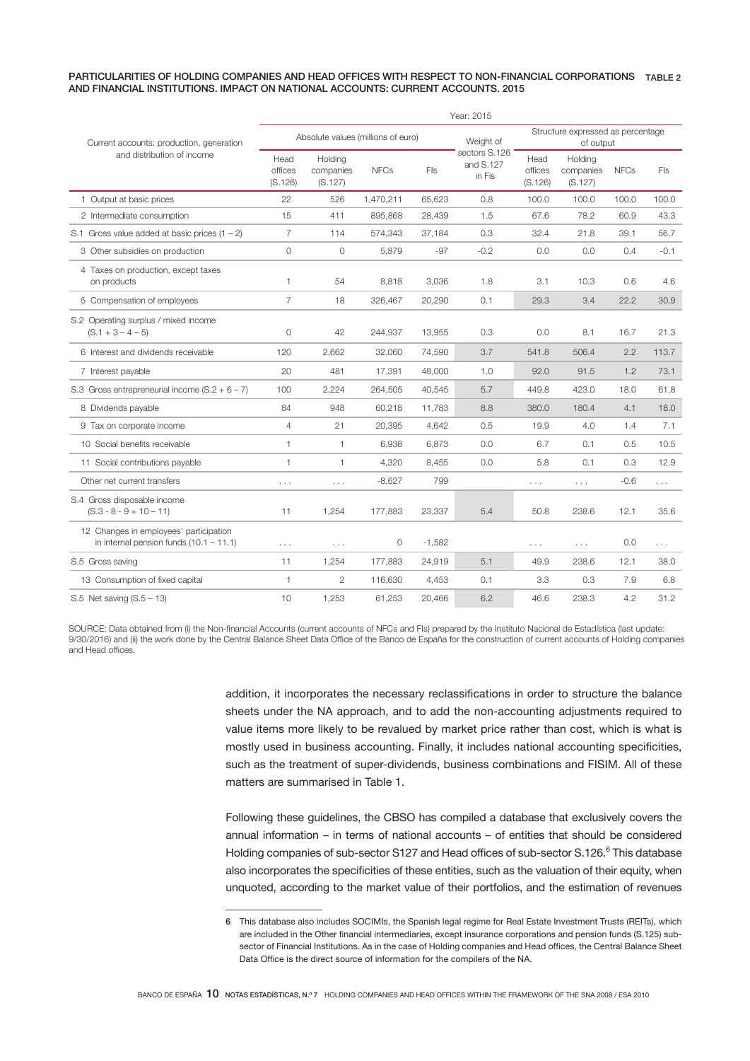**PARTICULARITIES OF HOLDING COMPANIES AND HEAD OFFICES WITH RESPECT TO NON-FINANCIAL CORPORATIONS AND FINANCIAL INSTITUTIONS. IMPACT ON NATIONAL ACCOUNTS: CURRENT ACCOUNTS. 2015** — TABLE 2

| Current accounts: production, generation and distribution of income | Year: 2015 | | | | | | | | |
|---|---|---|---|---|---|---|---|---|---|
| | Absolute values (millions of euro) | | | | Weight of sectors S.126 and S.127 in FIs | Structure expressed as percentage of output | | | |
| | Head offices (S.126) | Holding companies (S.127) | NFCs | FIs | | Head offices (S.126) | Holding companies (S.127) | NFCs | FIs |
| 1 Output at basic prices | 22 | 526 | 1,470,211 | 65,623 | 0.8 | 100.0 | 100.0 | 100.0 | 100.0 |
| 2 Intermediate consumption | 15 | 411 | 895,868 | 28,439 | 1.5 | 67.6 | 78.2 | 60.9 | 43.3 |
| S.1 Gross value added at basic prices (1 – 2) | 7 | 114 | 574,343 | 37,184 | 0.3 | 32.4 | 21.8 | 39.1 | 56.7 |
| 3 Other subsidies on production | 0 | 0 | 5,879 | -97 | -0.2 | 0.0 | 0.0 | 0.4 | -0.1 |
| 4 Taxes on production, except taxes on products | 1 | 54 | 8,818 | 3,036 | 1.8 | 3.1 | 10.3 | 0.6 | 4.6 |
| 5 Compensation of employees | 7 | 18 | 326,467 | 20,290 | 0.1 | 29.3 | 3.4 | 22.2 | 30.9 |
| S.2 Operating surplus / mixed income (S.1 + 3 – 4 – 5) | 0 | 42 | 244,937 | 13,955 | 0.3 | 0.0 | 8.1 | 16.7 | 21.3 |
| 6 Interest and dividends receivable | 120 | 2,662 | 32,060 | 74,590 | 3.7 | 541.8 | 506.4 | 2.2 | 113.7 |
| 7 Interest payable | 20 | 481 | 17,391 | 48,000 | 1.0 | 92.0 | 91.5 | 1.2 | 73.1 |
| S.3 Gross entrepreneurial income (S.2 + 6 – 7) | 100 | 2,224 | 264,505 | 40,545 | 5.7 | 449.8 | 423.0 | 18.0 | 61.8 |
| 8 Dividends payable | 84 | 948 | 60,218 | 11,783 | 8.8 | 380.0 | 180.4 | 4.1 | 18.0 |
| 9 Tax on corporate income | 4 | 21 | 20,395 | 4,642 | 0.5 | 19.9 | 4.0 | 1.4 | 7.1 |
| 10 Social benefits receivable | 1 | 1 | 6,938 | 6,873 | 0.0 | 6.7 | 0.1 | 0.5 | 10.5 |
| 11 Social contributions payable | 1 | 1 | 4,320 | 8,455 | 0.0 | 5.8 | 0.1 | 0.3 | 12.9 |
| Other net current transfers | ... | ... | -8,627 | 799 | | ... | ... | -0.6 | ... |
| S.4 Gross disposable income (S.3 - 8 - 9 + 10 – 11) | 11 | 1,254 | 177,883 | 23,337 | 5.4 | 50.8 | 238.6 | 12.1 | 35.6 |
| 12 Changes in employees' participation in internal pension funds (10.1 – 11.1) | ... | ... | 0 | -1,582 | | ... | ... | 0.0 | ... |
| S.5 Gross saving | 11 | 1,254 | 177,883 | 24,919 | 5.1 | 49.9 | 238.6 | 12.1 | 38.0 |
| 13 Consumption of fixed capital | 1 | 2 | 116,630 | 4,453 | 0.1 | 3.3 | 0.3 | 7.9 | 6.8 |
| S.5 Net saving (S.5 – 13) | 10 | 1,253 | 61,253 | 20,466 | 6.2 | 46.6 | 238.3 | 4.2 | 31.2 |

SOURCE: Data obtained from (i) the Non-financial Accounts (current accounts of NFCs and FIs) prepared by the Instituto Nacional de Estadística (last update: 9/30/2016) and (ii) the work done by the Central Balance Sheet Data Office of the Banco de España for the construction of current accounts of Holding companies and Head offices.

addition, it incorporates the necessary reclassifications in order to structure the balance sheets under the NA approach, and to add the non-accounting adjustments required to value items more likely to be revalued by market price rather than cost, which is what is mostly used in business accounting. Finally, it includes national accounting specificities, such as the treatment of super-dividends, business combinations and FISIM. All of these matters are summarised in Table 1.

Following these guidelines, the CBSO has compiled a database that exclusively covers the annual information – in terms of national accounts – of entities that should be considered Holding companies of sub-sector S127 and Head offices of sub-sector S.126.[6] This database also incorporates the specificities of these entities, such as the valuation of their equity, when unquoted, according to the market value of their portfolios, and the estimation of revenues

6 This database also includes SOCIMIs, the Spanish legal regime for Real Estate Investment Trusts (REITs), which are included in the Other financial intermediaries, except insurance corporations and pension funds (S.125) sub-sector of Financial Institutions. As in the case of Holding companies and Head offices, the Central Balance Sheet Data Office is the direct source of information for the compilers of the NA.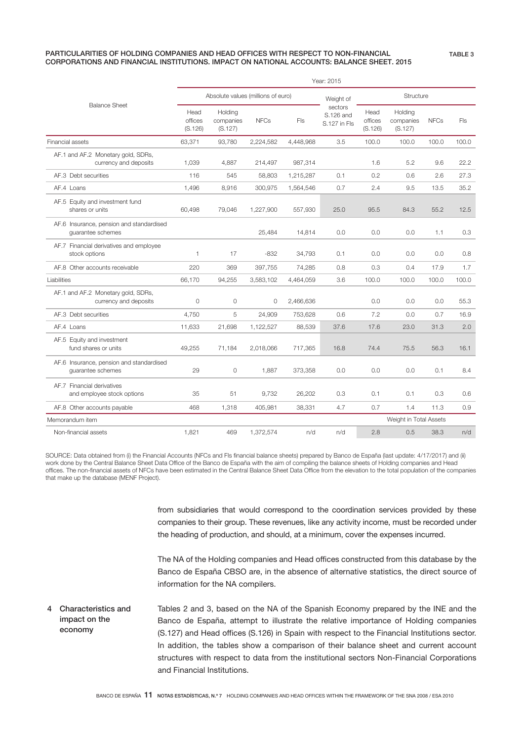**PARTICULARITIES OF HOLDING COMPANIES AND HEAD OFFICES WITH RESPECT TO NON-FINANCIAL CORPORATIONS AND FINANCIAL INSTITUTIONS. IMPACT ON NATIONAL ACCOUNTS: BALANCE SHEET. 2015** TABLE 3

| Balance Sheet | Year: 2015 | | | | | | | | |
|---|---|---|---|---|---|---|---|---|---|
| | Absolute values (millions of euro) | | | | Weight of sectors S.126 and S.127 in FIs | Structure | | | |
| | Head offices (S.126) | Holding companies (S.127) | NFCs | FIs | | Head offices (S.126) | Holding companies (S.127) | NFCs | FIs |
| Financial assets | 63,371 | 93,780 | 2,224,582 | 4,448,968 | 3.5 | 100.0 | 100.0 | 100.0 | 100.0 |
| AF.1 and AF.2 Monetary gold, SDRs, currency and deposits | 1,039 | 4,887 | 214,497 | 987,314 | | 1.6 | 5.2 | 9.6 | 22.2 |
| AF.3 Debt securities | 116 | 545 | 58,803 | 1,215,287 | 0.1 | 0.2 | 0.6 | 2.6 | 27.3 |
| AF.4 Loans | 1,496 | 8,916 | 300,975 | 1,564,546 | 0.7 | 2.4 | 9.5 | 13.5 | 35.2 |
| AF.5 Equity and investment fund shares or units | 60,498 | 79,046 | 1,227,900 | 557,930 | 25.0 | 95.5 | 84.3 | 55.2 | 12.5 |
| AF.6 Insurance, pension and standardised guarantee schemes | | | 25,484 | 14,814 | 0.0 | 0.0 | 0.0 | 1.1 | 0.3 |
| AF.7 Financial derivatives and employee stock options | 1 | 17 | -832 | 34,793 | 0.1 | 0.0 | 0.0 | 0.0 | 0.8 |
| AF.8 Other accounts receivable | 220 | 369 | 397,755 | 74,285 | 0.8 | 0.3 | 0.4 | 17.9 | 1.7 |
| Liabilities | 66,170 | 94,255 | 3,583,102 | 4,464,059 | 3.6 | 100.0 | 100.0 | 100.0 | 100.0 |
| AF.1 and AF.2 Monetary gold, SDRs, currency and deposits | 0 | 0 | 0 | 2,466,636 | | 0.0 | 0.0 | 0.0 | 55.3 |
| AF.3 Debt securities | 4,750 | 5 | 24,909 | 753,628 | 0.6 | 7.2 | 0.0 | 0.7 | 16.9 |
| AF.4 Loans | 11,633 | 21,698 | 1,122,527 | 88,539 | 37.6 | 17.6 | 23.0 | 31.3 | 2.0 |
| AF.5 Equity and investment fund shares or units | 49,255 | 71,184 | 2,018,066 | 717,365 | 16.8 | 74.4 | 75.5 | 56.3 | 16.1 |
| AF.6 Insurance, pension and standardised guarantee schemes | 29 | 0 | 1,887 | 373,358 | 0.0 | 0.0 | 0.0 | 0.1 | 8.4 |
| AF.7 Financial derivatives and employee stock options | 35 | 51 | 9,732 | 26,202 | 0.3 | 0.1 | 0.1 | 0.3 | 0.6 |
| AF.8 Other accounts payable | 468 | 1,318 | 405,981 | 38,331 | 4.7 | 0.7 | 1.4 | 11.3 | 0.9 |
| Memorandum item | | | | | | Weight in Total Assets | | | |
| Non-financial assets | 1,821 | 469 | 1,372,574 | n/d | n/d | 2.8 | 0.5 | 38.3 | n/d |

SOURCE: Data obtained from (i) the Financial Accounts (NFCs and FIs financial balance sheets) prepared by Banco de España (last update: 4/17/2017) and (ii) work done by the Central Balance Sheet Data Office of the Banco de España with the aim of compiling the balance sheets of Holding companies and Head offices. The non-financial assets of NFCs have been estimated in the Central Balance Sheet Data Office from the elevation to the total population of the companies that make up the database (MENF Project).

from subsidiaries that would correspond to the coordination services provided by these companies to their group. These revenues, like any activity income, must be recorded under the heading of production, and should, at a minimum, cover the expenses incurred.

The NA of the Holding companies and Head offices constructed from this database by the Banco de España CBSO are, in the absence of alternative statistics, the direct source of information for the NA compilers.

## 4 Characteristics and impact on the economy

Tables 2 and 3, based on the NA of the Spanish Economy prepared by the INE and the Banco de España, attempt to illustrate the relative importance of Holding companies (S.127) and Head offices (S.126) in Spain with respect to the Financial Institutions sector. In addition, the tables show a comparison of their balance sheet and current account structures with respect to data from the institutional sectors Non-Financial Corporations and Financial Institutions.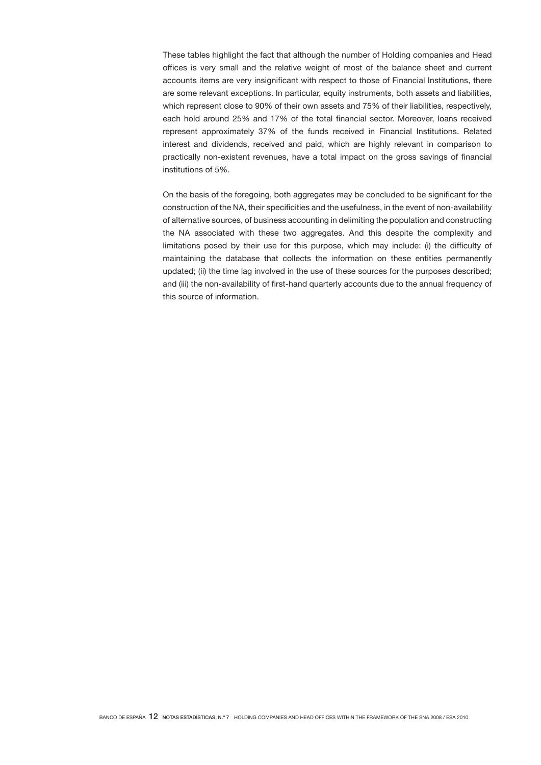These tables highlight the fact that although the number of Holding companies and Head offices is very small and the relative weight of most of the balance sheet and current accounts items are very insignificant with respect to those of Financial Institutions, there are some relevant exceptions. In particular, equity instruments, both assets and liabilities, which represent close to 90% of their own assets and 75% of their liabilities, respectively, each hold around 25% and 17% of the total financial sector. Moreover, loans received represent approximately 37% of the funds received in Financial Institutions. Related interest and dividends, received and paid, which are highly relevant in comparison to practically non-existent revenues, have a total impact on the gross savings of financial institutions of 5%.

On the basis of the foregoing, both aggregates may be concluded to be significant for the construction of the NA, their specificities and the usefulness, in the event of non-availability of alternative sources, of business accounting in delimiting the population and constructing the NA associated with these two aggregates. And this despite the complexity and limitations posed by their use for this purpose, which may include: (i) the difficulty of maintaining the database that collects the information on these entities permanently updated; (ii) the time lag involved in the use of these sources for the purposes described; and (iii) the non-availability of first-hand quarterly accounts due to the annual frequency of this source of information.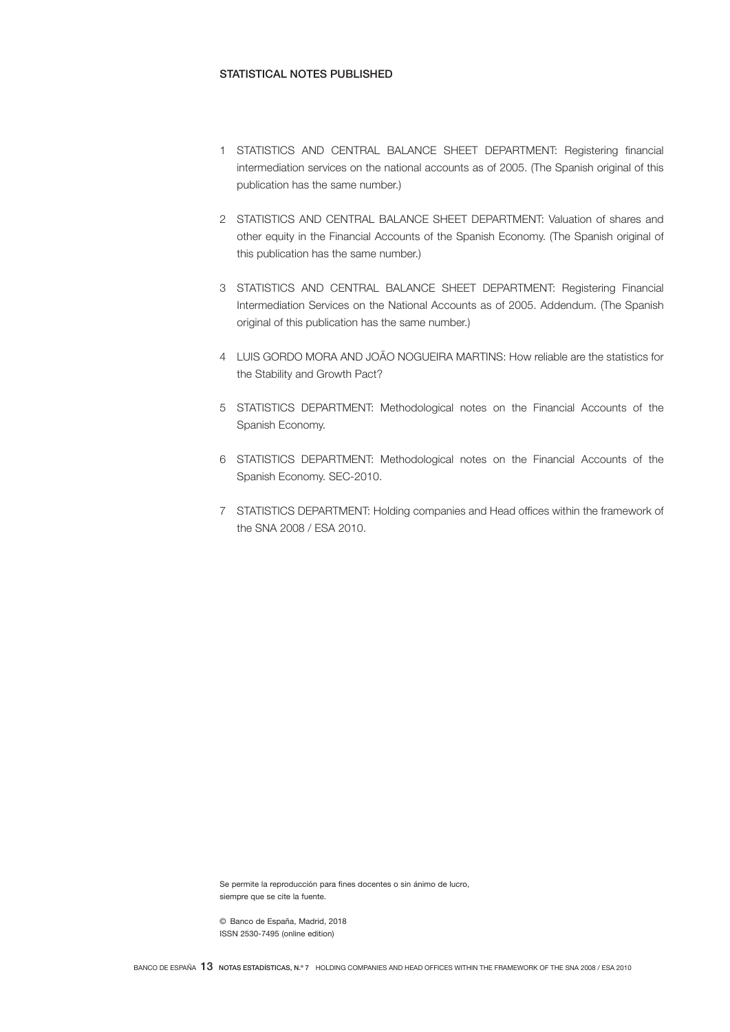## STATISTICAL NOTES PUBLISHED

1. STATISTICS AND CENTRAL BALANCE SHEET DEPARTMENT: Registering financial intermediation services on the national accounts as of 2005. (The Spanish original of this publication has the same number.)

2. STATISTICS AND CENTRAL BALANCE SHEET DEPARTMENT: Valuation of shares and other equity in the Financial Accounts of the Spanish Economy. (The Spanish original of this publication has the same number.)

3. STATISTICS AND CENTRAL BALANCE SHEET DEPARTMENT: Registering Financial Intermediation Services on the National Accounts as of 2005. Addendum. (The Spanish original of this publication has the same number.)

4. LUIS GORDO MORA AND JOÃO NOGUEIRA MARTINS: How reliable are the statistics for the Stability and Growth Pact?

5. STATISTICS DEPARTMENT: Methodological notes on the Financial Accounts of the Spanish Economy.

6. STATISTICS DEPARTMENT: Methodological notes on the Financial Accounts of the Spanish Economy. SEC-2010.

7. STATISTICS DEPARTMENT: Holding companies and Head offices within the framework of the SNA 2008 / ESA 2010.

Se permite la reproducción para fines docentes o sin ánimo de lucro, siempre que se cite la fuente.

© Banco de España, Madrid, 2018
ISSN 2530-7495 (online edition)